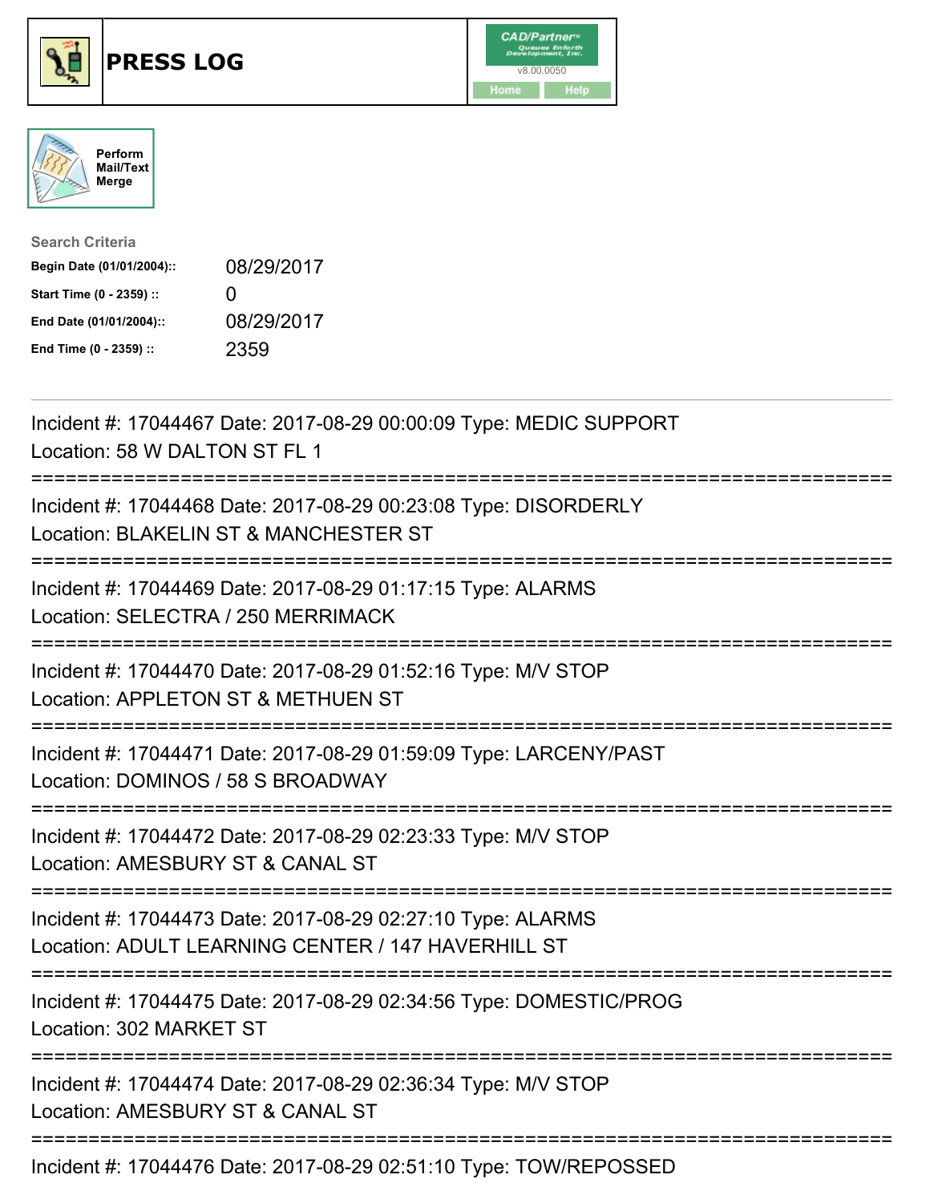# PRESS LOG

Perform Mail/Text Merge

**Search Criteria**

| | |
|---|---|
| **Begin Date (01/01/2004)::** | 08/29/2017 |
| **Start Time (0 - 2359) ::** | 0 |
| **End Date (01/01/2004)::** | 08/29/2017 |
| **End Time (0 - 2359) ::** | 2359 |

Incident #: 17044467 Date: 2017-08-29 00:00:09 Type: MEDIC SUPPORT
Location: 58 W DALTON ST FL 1

===========================================================================

Incident #: 17044468 Date: 2017-08-29 00:23:08 Type: DISORDERLY
Location: BLAKELIN ST & MANCHESTER ST

===========================================================================

Incident #: 17044469 Date: 2017-08-29 01:17:15 Type: ALARMS
Location: SELECTRA / 250 MERRIMACK

===========================================================================

Incident #: 17044470 Date: 2017-08-29 01:52:16 Type: M/V STOP
Location: APPLETON ST & METHUEN ST

===========================================================================

Incident #: 17044471 Date: 2017-08-29 01:59:09 Type: LARCENY/PAST
Location: DOMINOS / 58 S BROADWAY

===========================================================================

Incident #: 17044472 Date: 2017-08-29 02:23:33 Type: M/V STOP
Location: AMESBURY ST & CANAL ST

===========================================================================

Incident #: 17044473 Date: 2017-08-29 02:27:10 Type: ALARMS
Location: ADULT LEARNING CENTER / 147 HAVERHILL ST

===========================================================================

Incident #: 17044475 Date: 2017-08-29 02:34:56 Type: DOMESTIC/PROG
Location: 302 MARKET ST

===========================================================================

Incident #: 17044474 Date: 2017-08-29 02:36:34 Type: M/V STOP
Location: AMESBURY ST & CANAL ST

===========================================================================

Incident #: 17044476 Date: 2017-08-29 02:51:10 Type: TOW/REPOSSED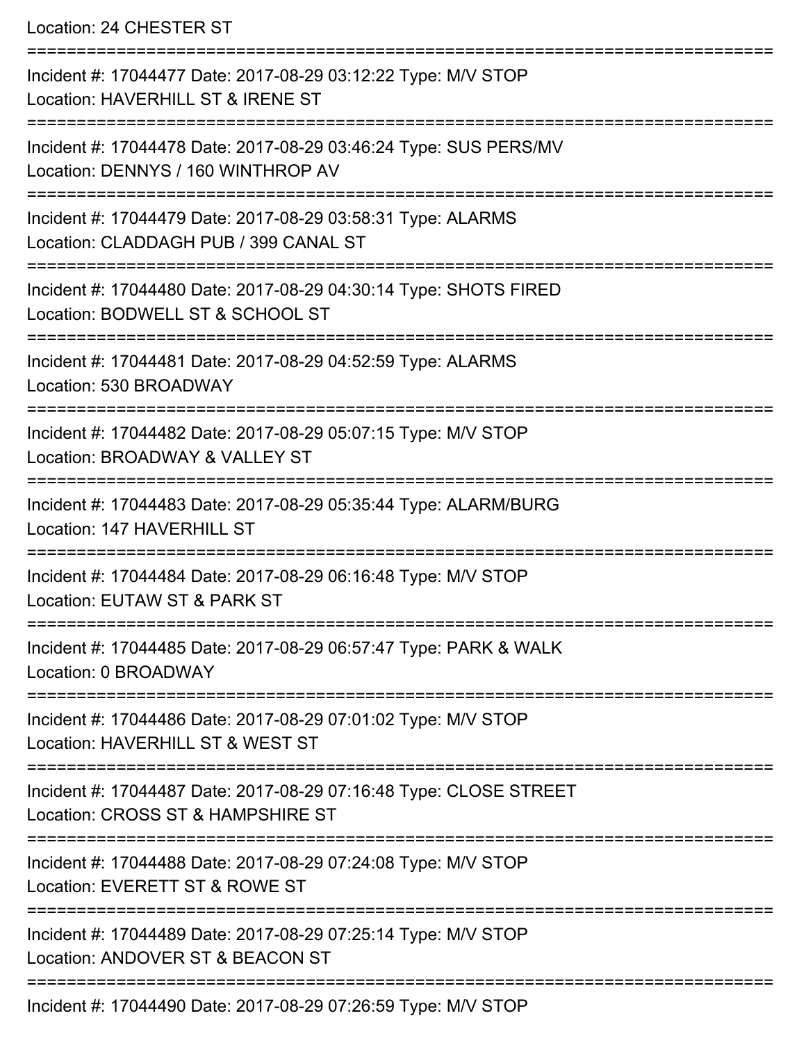Location: 24 CHESTER ST

===========================================================================

Incident #: 17044477 Date: 2017-08-29 03:12:22 Type: M/V STOP

Location: HAVERHILL ST & IRENE ST

===========================================================================

Incident #: 17044478 Date: 2017-08-29 03:46:24 Type: SUS PERS/MV

Location: DENNYS / 160 WINTHROP AV

===========================================================================

Incident #: 17044479 Date: 2017-08-29 03:58:31 Type: ALARMS

Location: CLADDAGH PUB / 399 CANAL ST

===========================================================================

Incident #: 17044480 Date: 2017-08-29 04:30:14 Type: SHOTS FIRED

Location: BODWELL ST & SCHOOL ST

===========================================================================

Incident #: 17044481 Date: 2017-08-29 04:52:59 Type: ALARMS

Location: 530 BROADWAY

===========================================================================

Incident #: 17044482 Date: 2017-08-29 05:07:15 Type: M/V STOP

Location: BROADWAY & VALLEY ST

===========================================================================

Incident #: 17044483 Date: 2017-08-29 05:35:44 Type: ALARM/BURG

Location: 147 HAVERHILL ST

===========================================================================

Incident #: 17044484 Date: 2017-08-29 06:16:48 Type: M/V STOP

Location: EUTAW ST & PARK ST

===========================================================================

Incident #: 17044485 Date: 2017-08-29 06:57:47 Type: PARK & WALK

Location: 0 BROADWAY

===========================================================================

Incident #: 17044486 Date: 2017-08-29 07:01:02 Type: M/V STOP

Location: HAVERHILL ST & WEST ST

===========================================================================

Incident #: 17044487 Date: 2017-08-29 07:16:48 Type: CLOSE STREET

Location: CROSS ST & HAMPSHIRE ST

===========================================================================

Incident #: 17044488 Date: 2017-08-29 07:24:08 Type: M/V STOP

Location: EVERETT ST & ROWE ST

===========================================================================

Incident #: 17044489 Date: 2017-08-29 07:25:14 Type: M/V STOP

Location: ANDOVER ST & BEACON ST

===========================================================================

Incident #: 17044490 Date: 2017-08-29 07:26:59 Type: M/V STOP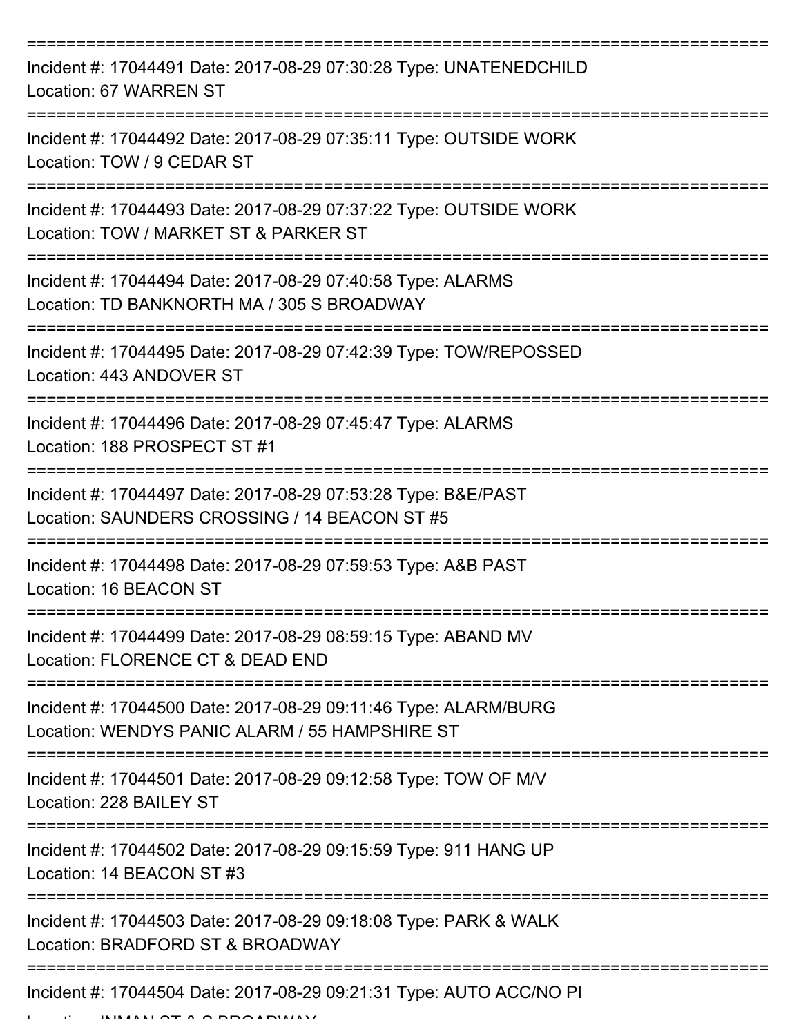Incident #: 17044491 Date: 2017-08-29 07:30:28 Type: UNATENEDCHILD
Location: 67 WARREN ST

Incident #: 17044492 Date: 2017-08-29 07:35:11 Type: OUTSIDE WORK
Location: TOW / 9 CEDAR ST

Incident #: 17044493 Date: 2017-08-29 07:37:22 Type: OUTSIDE WORK
Location: TOW / MARKET ST & PARKER ST

Incident #: 17044494 Date: 2017-08-29 07:40:58 Type: ALARMS
Location: TD BANKNORTH MA / 305 S BROADWAY

Incident #: 17044495 Date: 2017-08-29 07:42:39 Type: TOW/REPOSSED
Location: 443 ANDOVER ST

Incident #: 17044496 Date: 2017-08-29 07:45:47 Type: ALARMS
Location: 188 PROSPECT ST #1

Incident #: 17044497 Date: 2017-08-29 07:53:28 Type: B&E/PAST
Location: SAUNDERS CROSSING / 14 BEACON ST #5

Incident #: 17044498 Date: 2017-08-29 07:59:53 Type: A&B PAST
Location: 16 BEACON ST

Incident #: 17044499 Date: 2017-08-29 08:59:15 Type: ABAND MV
Location: FLORENCE CT & DEAD END

Incident #: 17044500 Date: 2017-08-29 09:11:46 Type: ALARM/BURG
Location: WENDYS PANIC ALARM / 55 HAMPSHIRE ST

Incident #: 17044501 Date: 2017-08-29 09:12:58 Type: TOW OF M/V
Location: 228 BAILEY ST

Incident #: 17044502 Date: 2017-08-29 09:15:59 Type: 911 HANG UP
Location: 14 BEACON ST #3

Incident #: 17044503 Date: 2017-08-29 09:18:08 Type: PARK & WALK
Location: BRADFORD ST & BROADWAY

Incident #: 17044504 Date: 2017-08-29 09:21:31 Type: AUTO ACC/NO PI
Location: INMAN ST & S BROADWAY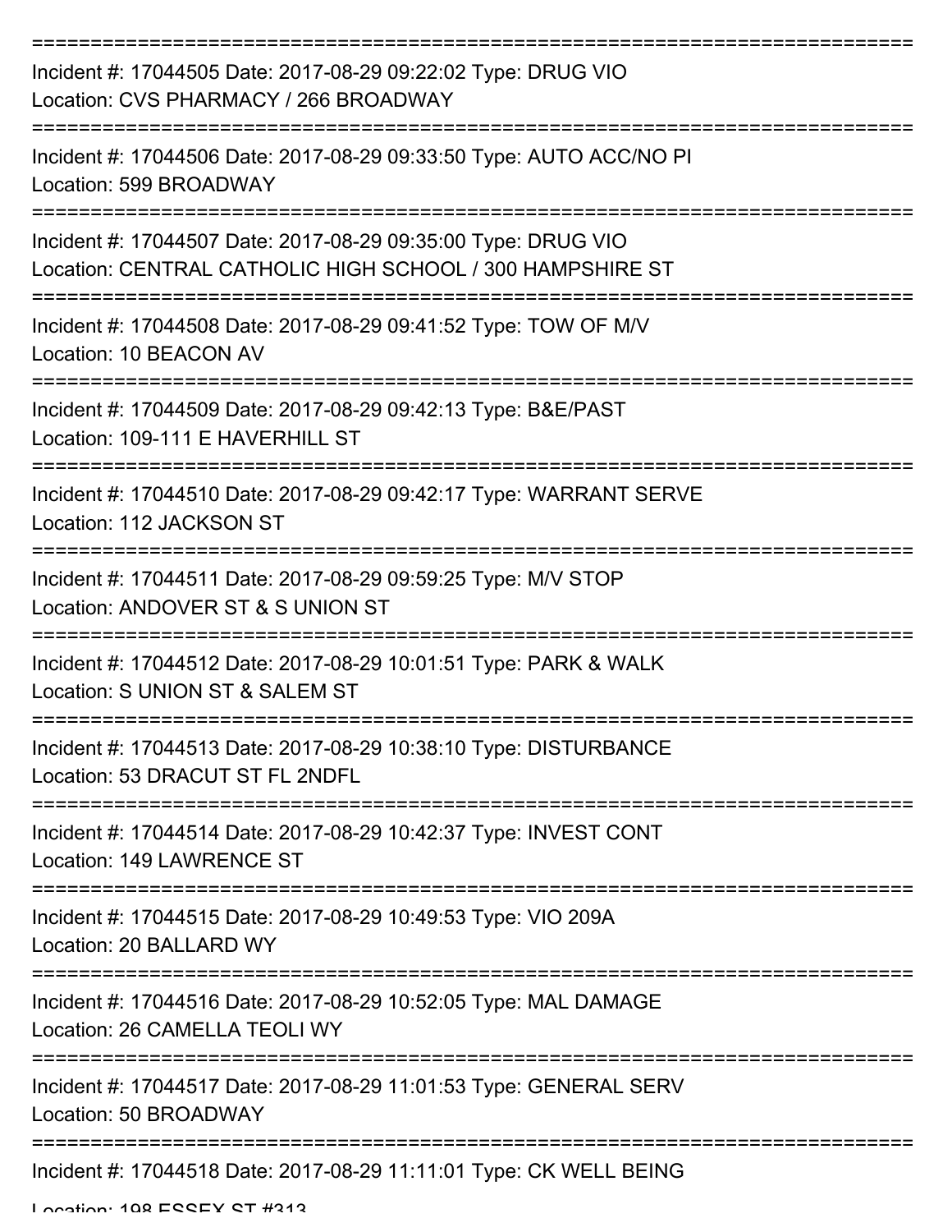Incident #: 17044505 Date: 2017-08-29 09:22:02 Type: DRUG VIO
Location: CVS PHARMACY / 266 BROADWAY

Incident #: 17044506 Date: 2017-08-29 09:33:50 Type: AUTO ACC/NO PI
Location: 599 BROADWAY

Incident #: 17044507 Date: 2017-08-29 09:35:00 Type: DRUG VIO
Location: CENTRAL CATHOLIC HIGH SCHOOL / 300 HAMPSHIRE ST

Incident #: 17044508 Date: 2017-08-29 09:41:52 Type: TOW OF M/V
Location: 10 BEACON AV

Incident #: 17044509 Date: 2017-08-29 09:42:13 Type: B&E/PAST
Location: 109-111 E HAVERHILL ST

Incident #: 17044510 Date: 2017-08-29 09:42:17 Type: WARRANT SERVE
Location: 112 JACKSON ST

Incident #: 17044511 Date: 2017-08-29 09:59:25 Type: M/V STOP
Location: ANDOVER ST & S UNION ST

Incident #: 17044512 Date: 2017-08-29 10:01:51 Type: PARK & WALK
Location: S UNION ST & SALEM ST

Incident #: 17044513 Date: 2017-08-29 10:38:10 Type: DISTURBANCE
Location: 53 DRACUT ST FL 2NDFL

Incident #: 17044514 Date: 2017-08-29 10:42:37 Type: INVEST CONT
Location: 149 LAWRENCE ST

Incident #: 17044515 Date: 2017-08-29 10:49:53 Type: VIO 209A
Location: 20 BALLARD WY

Incident #: 17044516 Date: 2017-08-29 10:52:05 Type: MAL DAMAGE
Location: 26 CAMELLA TEOLI WY

Incident #: 17044517 Date: 2017-08-29 11:01:53 Type: GENERAL SERV
Location: 50 BROADWAY

Incident #: 17044518 Date: 2017-08-29 11:11:01 Type: CK WELL BEING
Location: 198 ESSEX ST #313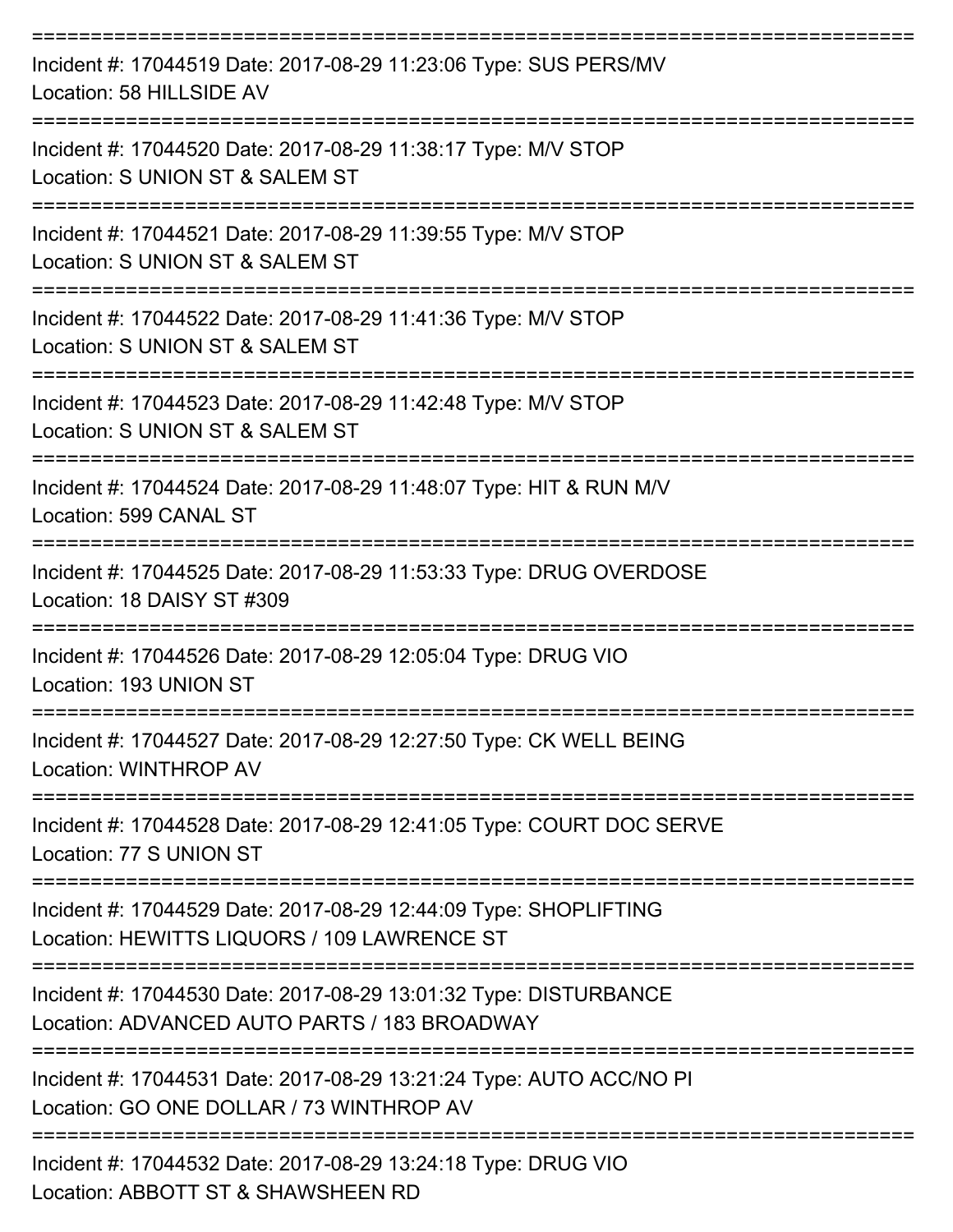===========================================================================

Incident #: 17044519 Date: 2017-08-29 11:23:06 Type: SUS PERS/MV
Location: 58 HILLSIDE AV

===========================================================================

Incident #: 17044520 Date: 2017-08-29 11:38:17 Type: M/V STOP
Location: S UNION ST & SALEM ST

===========================================================================

Incident #: 17044521 Date: 2017-08-29 11:39:55 Type: M/V STOP
Location: S UNION ST & SALEM ST

===========================================================================

Incident #: 17044522 Date: 2017-08-29 11:41:36 Type: M/V STOP
Location: S UNION ST & SALEM ST

===========================================================================

Incident #: 17044523 Date: 2017-08-29 11:42:48 Type: M/V STOP
Location: S UNION ST & SALEM ST

===========================================================================

Incident #: 17044524 Date: 2017-08-29 11:48:07 Type: HIT & RUN M/V
Location: 599 CANAL ST

===========================================================================

Incident #: 17044525 Date: 2017-08-29 11:53:33 Type: DRUG OVERDOSE
Location: 18 DAISY ST #309

===========================================================================

Incident #: 17044526 Date: 2017-08-29 12:05:04 Type: DRUG VIO
Location: 193 UNION ST

===========================================================================

Incident #: 17044527 Date: 2017-08-29 12:27:50 Type: CK WELL BEING
Location: WINTHROP AV

===========================================================================

Incident #: 17044528 Date: 2017-08-29 12:41:05 Type: COURT DOC SERVE
Location: 77 S UNION ST

===========================================================================

Incident #: 17044529 Date: 2017-08-29 12:44:09 Type: SHOPLIFTING
Location: HEWITTS LIQUORS / 109 LAWRENCE ST

===========================================================================

Incident #: 17044530 Date: 2017-08-29 13:01:32 Type: DISTURBANCE
Location: ADVANCED AUTO PARTS / 183 BROADWAY

===========================================================================

Incident #: 17044531 Date: 2017-08-29 13:21:24 Type: AUTO ACC/NO PI
Location: GO ONE DOLLAR / 73 WINTHROP AV

===========================================================================

Incident #: 17044532 Date: 2017-08-29 13:24:18 Type: DRUG VIO
Location: ABBOTT ST & SHAWSHEEN RD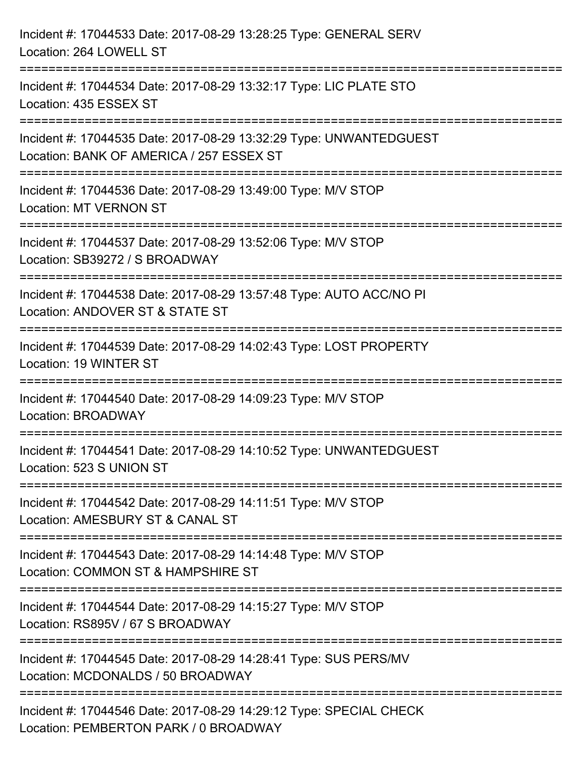Incident #: 17044533 Date: 2017-08-29 13:28:25 Type: GENERAL SERV
Location: 264 LOWELL ST

===========================================================================

Incident #: 17044534 Date: 2017-08-29 13:32:17 Type: LIC PLATE STO
Location: 435 ESSEX ST

===========================================================================

Incident #: 17044535 Date: 2017-08-29 13:32:29 Type: UNWANTEDGUEST
Location: BANK OF AMERICA / 257 ESSEX ST

===========================================================================

Incident #: 17044536 Date: 2017-08-29 13:49:00 Type: M/V STOP
Location: MT VERNON ST

===========================================================================

Incident #: 17044537 Date: 2017-08-29 13:52:06 Type: M/V STOP
Location: SB39272 / S BROADWAY

===========================================================================

Incident #: 17044538 Date: 2017-08-29 13:57:48 Type: AUTO ACC/NO PI
Location: ANDOVER ST & STATE ST

===========================================================================

Incident #: 17044539 Date: 2017-08-29 14:02:43 Type: LOST PROPERTY
Location: 19 WINTER ST

===========================================================================

Incident #: 17044540 Date: 2017-08-29 14:09:23 Type: M/V STOP
Location: BROADWAY

===========================================================================

Incident #: 17044541 Date: 2017-08-29 14:10:52 Type: UNWANTEDGUEST
Location: 523 S UNION ST

===========================================================================

Incident #: 17044542 Date: 2017-08-29 14:11:51 Type: M/V STOP
Location: AMESBURY ST & CANAL ST

===========================================================================

Incident #: 17044543 Date: 2017-08-29 14:14:48 Type: M/V STOP
Location: COMMON ST & HAMPSHIRE ST

===========================================================================

Incident #: 17044544 Date: 2017-08-29 14:15:27 Type: M/V STOP
Location: RS895V / 67 S BROADWAY

===========================================================================

Incident #: 17044545 Date: 2017-08-29 14:28:41 Type: SUS PERS/MV
Location: MCDONALDS / 50 BROADWAY

===========================================================================

Incident #: 17044546 Date: 2017-08-29 14:29:12 Type: SPECIAL CHECK
Location: PEMBERTON PARK / 0 BROADWAY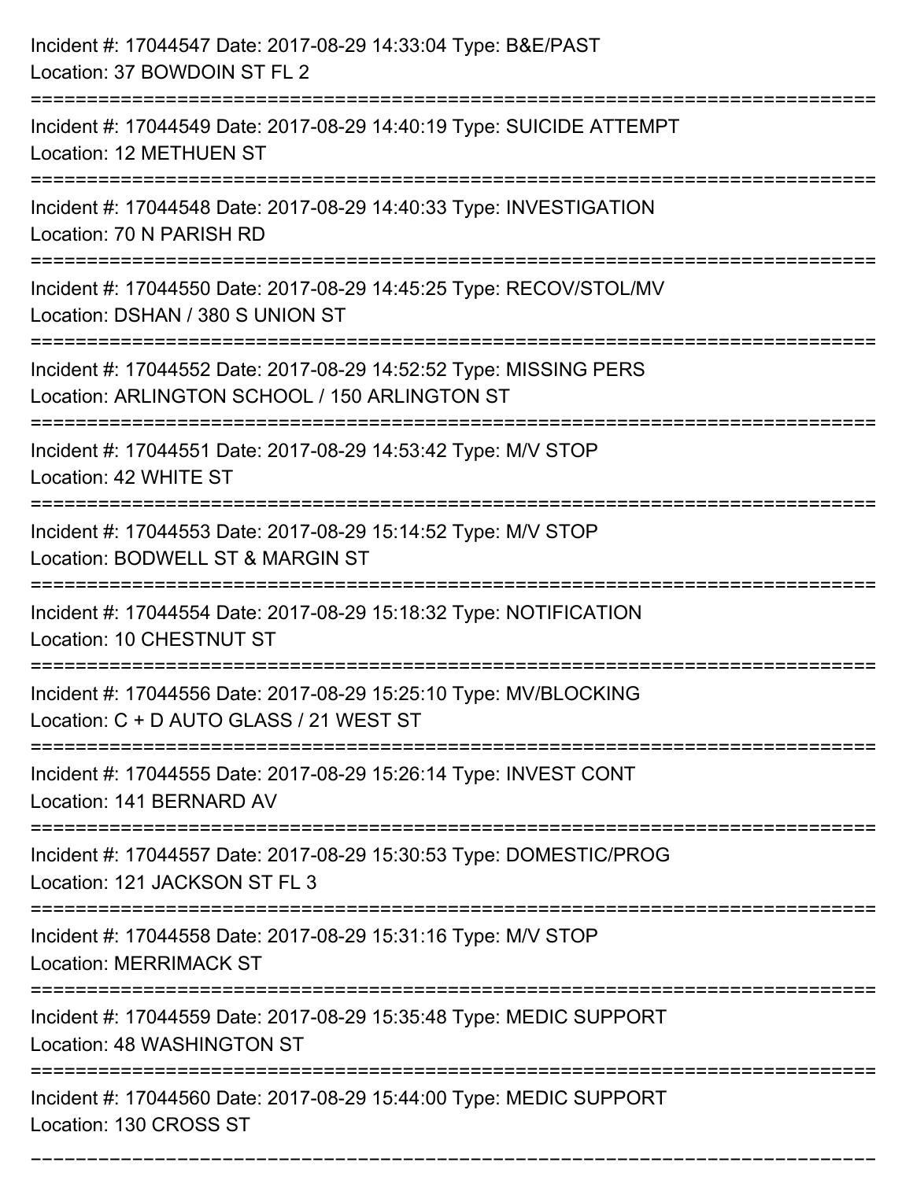Incident #: 17044547 Date: 2017-08-29 14:33:04 Type: B&E/PAST
Location: 37 BOWDOIN ST FL 2

===========================================================================

Incident #: 17044549 Date: 2017-08-29 14:40:19 Type: SUICIDE ATTEMPT
Location: 12 METHUEN ST

===========================================================================

Incident #: 17044548 Date: 2017-08-29 14:40:33 Type: INVESTIGATION
Location: 70 N PARISH RD

===========================================================================

Incident #: 17044550 Date: 2017-08-29 14:45:25 Type: RECOV/STOL/MV
Location: DSHAN / 380 S UNION ST

===========================================================================

Incident #: 17044552 Date: 2017-08-29 14:52:52 Type: MISSING PERS
Location: ARLINGTON SCHOOL / 150 ARLINGTON ST

===========================================================================

Incident #: 17044551 Date: 2017-08-29 14:53:42 Type: M/V STOP
Location: 42 WHITE ST

===========================================================================

Incident #: 17044553 Date: 2017-08-29 15:14:52 Type: M/V STOP
Location: BODWELL ST & MARGIN ST

===========================================================================

Incident #: 17044554 Date: 2017-08-29 15:18:32 Type: NOTIFICATION
Location: 10 CHESTNUT ST

===========================================================================

Incident #: 17044556 Date: 2017-08-29 15:25:10 Type: MV/BLOCKING
Location: C + D AUTO GLASS / 21 WEST ST

===========================================================================

Incident #: 17044555 Date: 2017-08-29 15:26:14 Type: INVEST CONT
Location: 141 BERNARD AV

===========================================================================

Incident #: 17044557 Date: 2017-08-29 15:30:53 Type: DOMESTIC/PROG
Location: 121 JACKSON ST FL 3

===========================================================================

Incident #: 17044558 Date: 2017-08-29 15:31:16 Type: M/V STOP
Location: MERRIMACK ST

===========================================================================

Incident #: 17044559 Date: 2017-08-29 15:35:48 Type: MEDIC SUPPORT
Location: 48 WASHINGTON ST

===========================================================================

Incident #: 17044560 Date: 2017-08-29 15:44:00 Type: MEDIC SUPPORT
Location: 130 CROSS ST

===========================================================================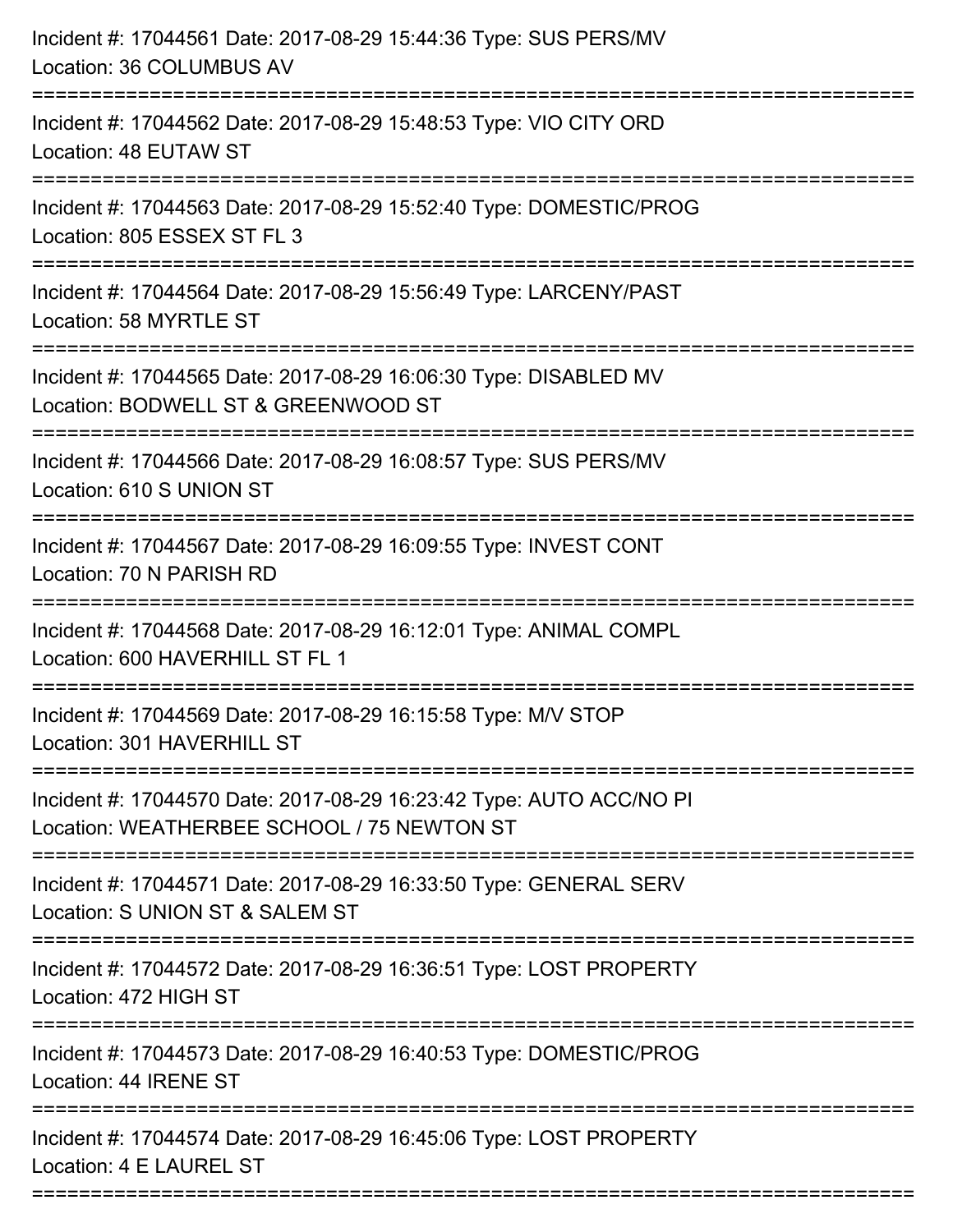Incident #: 17044561 Date: 2017-08-29 15:44:36 Type: SUS PERS/MV
Location: 36 COLUMBUS AV

===========================================================================

Incident #: 17044562 Date: 2017-08-29 15:48:53 Type: VIO CITY ORD
Location: 48 EUTAW ST

===========================================================================

Incident #: 17044563 Date: 2017-08-29 15:52:40 Type: DOMESTIC/PROG
Location: 805 ESSEX ST FL 3

===========================================================================

Incident #: 17044564 Date: 2017-08-29 15:56:49 Type: LARCENY/PAST
Location: 58 MYRTLE ST

===========================================================================

Incident #: 17044565 Date: 2017-08-29 16:06:30 Type: DISABLED MV
Location: BODWELL ST & GREENWOOD ST

===========================================================================

Incident #: 17044566 Date: 2017-08-29 16:08:57 Type: SUS PERS/MV
Location: 610 S UNION ST

===========================================================================

Incident #: 17044567 Date: 2017-08-29 16:09:55 Type: INVEST CONT
Location: 70 N PARISH RD

===========================================================================

Incident #: 17044568 Date: 2017-08-29 16:12:01 Type: ANIMAL COMPL
Location: 600 HAVERHILL ST FL 1

===========================================================================

Incident #: 17044569 Date: 2017-08-29 16:15:58 Type: M/V STOP
Location: 301 HAVERHILL ST

===========================================================================

Incident #: 17044570 Date: 2017-08-29 16:23:42 Type: AUTO ACC/NO PI
Location: WEATHERBEE SCHOOL / 75 NEWTON ST

===========================================================================

Incident #: 17044571 Date: 2017-08-29 16:33:50 Type: GENERAL SERV
Location: S UNION ST & SALEM ST

===========================================================================

Incident #: 17044572 Date: 2017-08-29 16:36:51 Type: LOST PROPERTY
Location: 472 HIGH ST

===========================================================================

Incident #: 17044573 Date: 2017-08-29 16:40:53 Type: DOMESTIC/PROG
Location: 44 IRENE ST

===========================================================================

Incident #: 17044574 Date: 2017-08-29 16:45:06 Type: LOST PROPERTY
Location: 4 E LAUREL ST

===========================================================================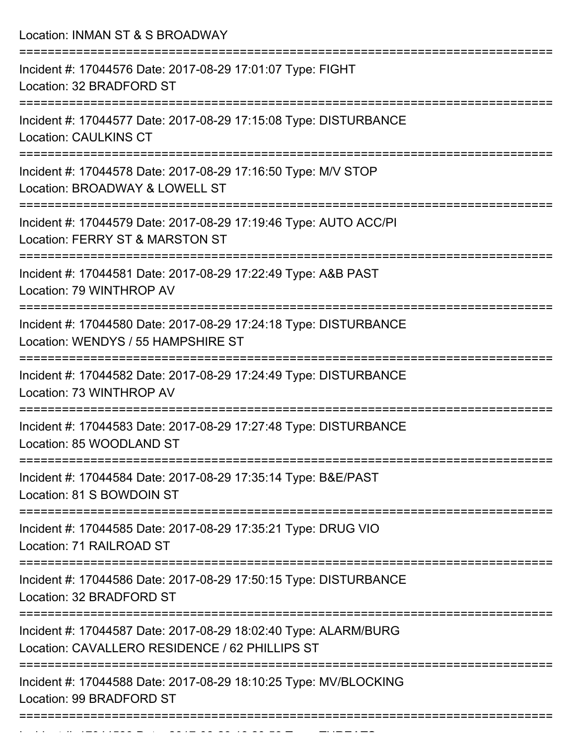Location: INMAN ST & S BROADWAY

===========================================================================

Incident #: 17044576 Date: 2017-08-29 17:01:07 Type: FIGHT
Location: 32 BRADFORD ST

===========================================================================

Incident #: 17044577 Date: 2017-08-29 17:15:08 Type: DISTURBANCE
Location: CAULKINS CT

===========================================================================

Incident #: 17044578 Date: 2017-08-29 17:16:50 Type: M/V STOP
Location: BROADWAY & LOWELL ST

===========================================================================

Incident #: 17044579 Date: 2017-08-29 17:19:46 Type: AUTO ACC/PI
Location: FERRY ST & MARSTON ST

===========================================================================

Incident #: 17044581 Date: 2017-08-29 17:22:49 Type: A&B PAST
Location: 79 WINTHROP AV

===========================================================================

Incident #: 17044580 Date: 2017-08-29 17:24:18 Type: DISTURBANCE
Location: WENDYS / 55 HAMPSHIRE ST

===========================================================================

Incident #: 17044582 Date: 2017-08-29 17:24:49 Type: DISTURBANCE
Location: 73 WINTHROP AV

===========================================================================

Incident #: 17044583 Date: 2017-08-29 17:27:48 Type: DISTURBANCE
Location: 85 WOODLAND ST

===========================================================================

Incident #: 17044584 Date: 2017-08-29 17:35:14 Type: B&E/PAST
Location: 81 S BOWDOIN ST

===========================================================================

Incident #: 17044585 Date: 2017-08-29 17:35:21 Type: DRUG VIO
Location: 71 RAILROAD ST

===========================================================================

Incident #: 17044586 Date: 2017-08-29 17:50:15 Type: DISTURBANCE
Location: 32 BRADFORD ST

===========================================================================

Incident #: 17044587 Date: 2017-08-29 18:02:40 Type: ALARM/BURG
Location: CAVALLERO RESIDENCE / 62 PHILLIPS ST

===========================================================================

Incident #: 17044588 Date: 2017-08-29 18:10:25 Type: MV/BLOCKING
Location: 99 BRADFORD ST

===========================================================================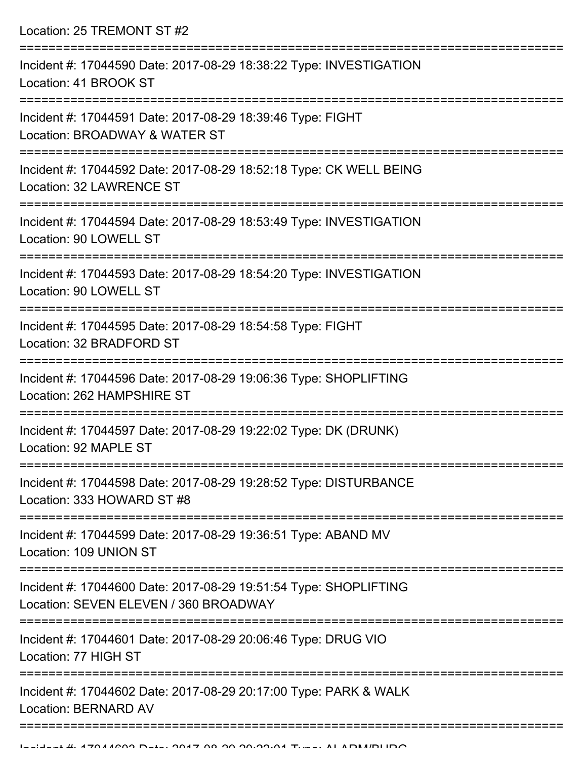Location: 25 TREMONT ST #2

===========================================================================

Incident #: 17044590 Date: 2017-08-29 18:38:22 Type: INVESTIGATION
Location: 41 BROOK ST

===========================================================================

Incident #: 17044591 Date: 2017-08-29 18:39:46 Type: FIGHT
Location: BROADWAY & WATER ST

===========================================================================

Incident #: 17044592 Date: 2017-08-29 18:52:18 Type: CK WELL BEING
Location: 32 LAWRENCE ST

===========================================================================

Incident #: 17044594 Date: 2017-08-29 18:53:49 Type: INVESTIGATION
Location: 90 LOWELL ST

===========================================================================

Incident #: 17044593 Date: 2017-08-29 18:54:20 Type: INVESTIGATION
Location: 90 LOWELL ST

===========================================================================

Incident #: 17044595 Date: 2017-08-29 18:54:58 Type: FIGHT
Location: 32 BRADFORD ST

===========================================================================

Incident #: 17044596 Date: 2017-08-29 19:06:36 Type: SHOPLIFTING
Location: 262 HAMPSHIRE ST

===========================================================================

Incident #: 17044597 Date: 2017-08-29 19:22:02 Type: DK (DRUNK)
Location: 92 MAPLE ST

===========================================================================

Incident #: 17044598 Date: 2017-08-29 19:28:52 Type: DISTURBANCE
Location: 333 HOWARD ST #8

===========================================================================

Incident #: 17044599 Date: 2017-08-29 19:36:51 Type: ABAND MV
Location: 109 UNION ST

===========================================================================

Incident #: 17044600 Date: 2017-08-29 19:51:54 Type: SHOPLIFTING
Location: SEVEN ELEVEN / 360 BROADWAY

===========================================================================

Incident #: 17044601 Date: 2017-08-29 20:06:46 Type: DRUG VIO
Location: 77 HIGH ST

===========================================================================

Incident #: 17044602 Date: 2017-08-29 20:17:00 Type: PARK & WALK
Location: BERNARD AV

===========================================================================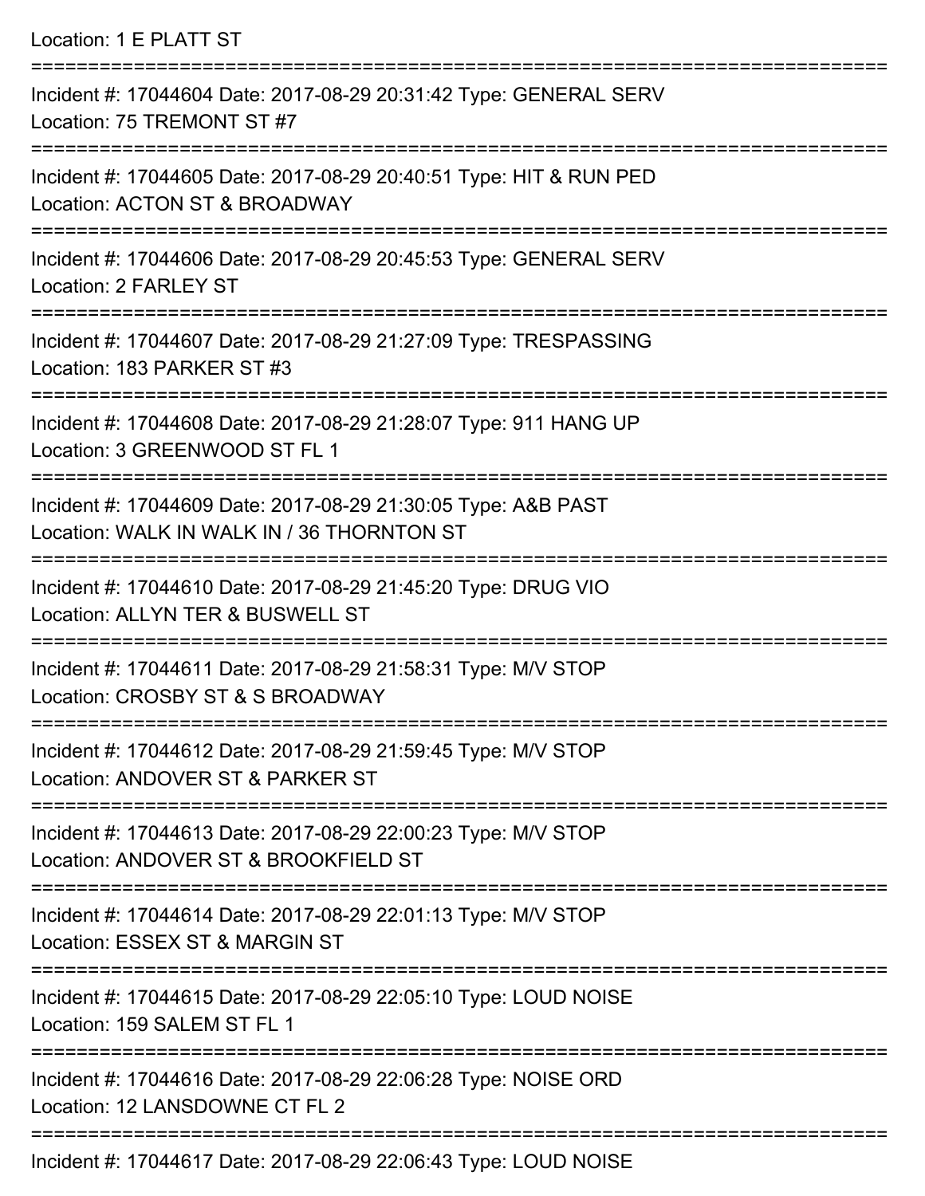Location: 1 E PLATT ST

===========================================================================

Incident #: 17044604 Date: 2017-08-29 20:31:42 Type: GENERAL SERV
Location: 75 TREMONT ST #7

===========================================================================

Incident #: 17044605 Date: 2017-08-29 20:40:51 Type: HIT & RUN PED
Location: ACTON ST & BROADWAY

===========================================================================

Incident #: 17044606 Date: 2017-08-29 20:45:53 Type: GENERAL SERV
Location: 2 FARLEY ST

===========================================================================

Incident #: 17044607 Date: 2017-08-29 21:27:09 Type: TRESPASSING
Location: 183 PARKER ST #3

===========================================================================

Incident #: 17044608 Date: 2017-08-29 21:28:07 Type: 911 HANG UP
Location: 3 GREENWOOD ST FL 1

===========================================================================

Incident #: 17044609 Date: 2017-08-29 21:30:05 Type: A&B PAST
Location: WALK IN WALK IN / 36 THORNTON ST

===========================================================================

Incident #: 17044610 Date: 2017-08-29 21:45:20 Type: DRUG VIO
Location: ALLYN TER & BUSWELL ST

===========================================================================

Incident #: 17044611 Date: 2017-08-29 21:58:31 Type: M/V STOP
Location: CROSBY ST & S BROADWAY

===========================================================================

Incident #: 17044612 Date: 2017-08-29 21:59:45 Type: M/V STOP
Location: ANDOVER ST & PARKER ST

===========================================================================

Incident #: 17044613 Date: 2017-08-29 22:00:23 Type: M/V STOP
Location: ANDOVER ST & BROOKFIELD ST

===========================================================================

Incident #: 17044614 Date: 2017-08-29 22:01:13 Type: M/V STOP
Location: ESSEX ST & MARGIN ST

===========================================================================

Incident #: 17044615 Date: 2017-08-29 22:05:10 Type: LOUD NOISE
Location: 159 SALEM ST FL 1

===========================================================================

Incident #: 17044616 Date: 2017-08-29 22:06:28 Type: NOISE ORD
Location: 12 LANSDOWNE CT FL 2

===========================================================================

Incident #: 17044617 Date: 2017-08-29 22:06:43 Type: LOUD NOISE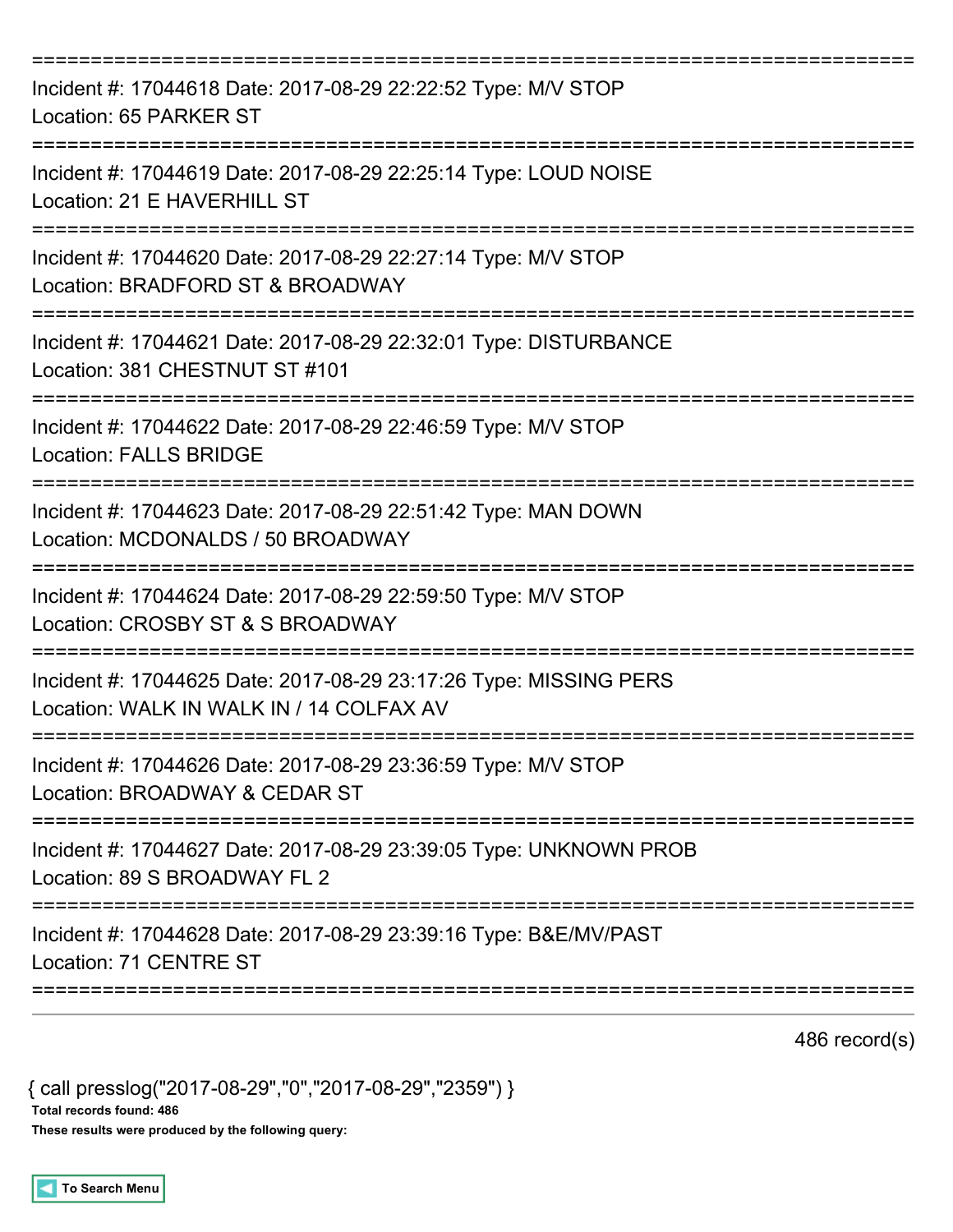===========================================================================

Incident #: 17044618 Date: 2017-08-29 22:22:52 Type: M/V STOP
Location: 65 PARKER ST

===========================================================================

Incident #: 17044619 Date: 2017-08-29 22:25:14 Type: LOUD NOISE
Location: 21 E HAVERHILL ST

===========================================================================

Incident #: 17044620 Date: 2017-08-29 22:27:14 Type: M/V STOP
Location: BRADFORD ST & BROADWAY

===========================================================================

Incident #: 17044621 Date: 2017-08-29 22:32:01 Type: DISTURBANCE
Location: 381 CHESTNUT ST #101

===========================================================================

Incident #: 17044622 Date: 2017-08-29 22:46:59 Type: M/V STOP
Location: FALLS BRIDGE

===========================================================================

Incident #: 17044623 Date: 2017-08-29 22:51:42 Type: MAN DOWN
Location: MCDONALDS / 50 BROADWAY

===========================================================================

Incident #: 17044624 Date: 2017-08-29 22:59:50 Type: M/V STOP
Location: CROSBY ST & S BROADWAY

===========================================================================

Incident #: 17044625 Date: 2017-08-29 23:17:26 Type: MISSING PERS
Location: WALK IN WALK IN / 14 COLFAX AV

===========================================================================

Incident #: 17044626 Date: 2017-08-29 23:36:59 Type: M/V STOP
Location: BROADWAY & CEDAR ST

===========================================================================

Incident #: 17044627 Date: 2017-08-29 23:39:05 Type: UNKNOWN PROB
Location: 89 S BROADWAY FL 2

===========================================================================

Incident #: 17044628 Date: 2017-08-29 23:39:16 Type: B&E/MV/PAST
Location: 71 CENTRE ST

===========================================================================

486 record(s)

{ call presslog("2017-08-29","0","2017-08-29","2359") }

**Total records found: 486**

**These results were produced by the following query:**

To Search Menu